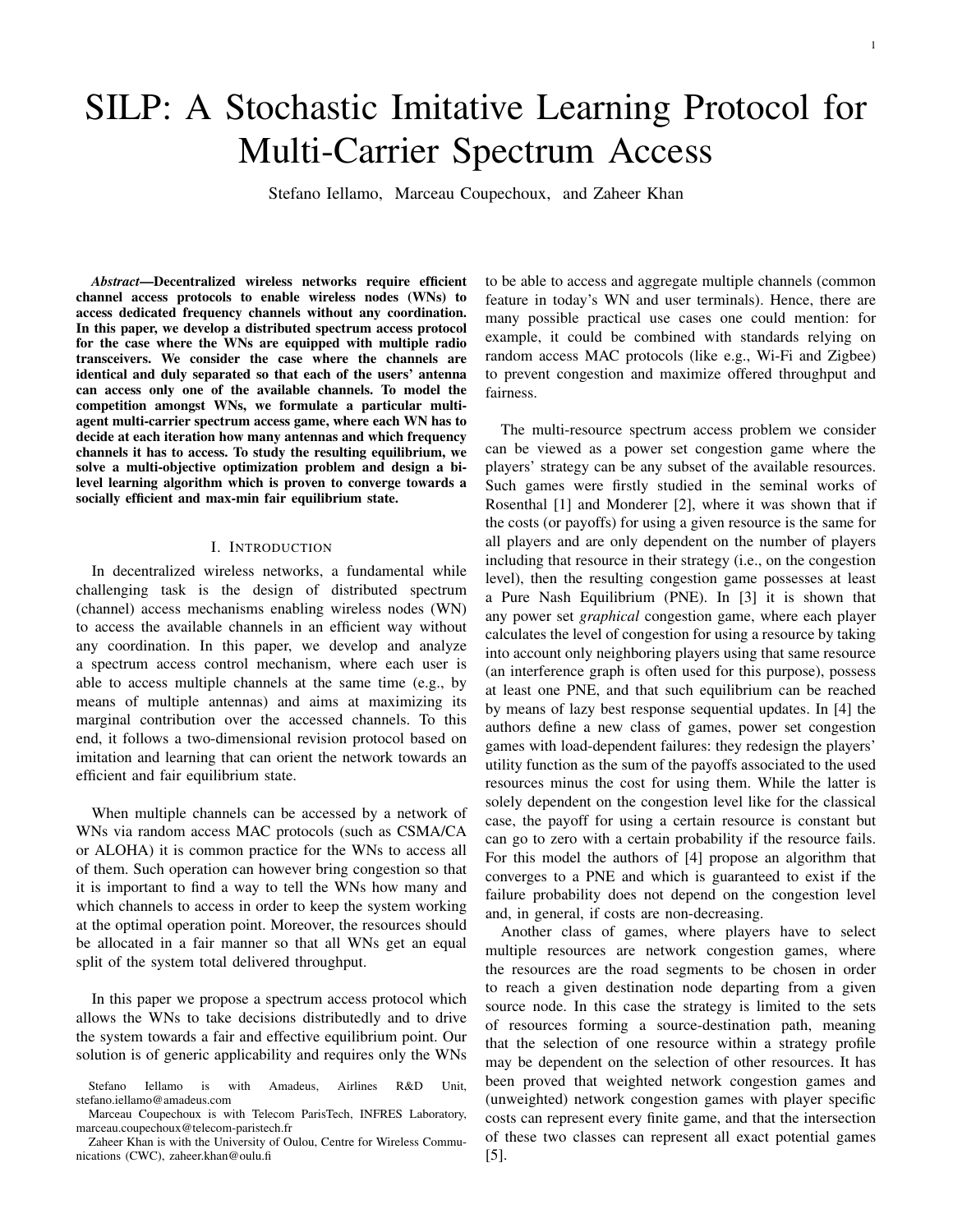# SILP: A Stochastic Imitative Learning Protocol for Multi-Carrier Spectrum Access

Stefano Iellamo, Marceau Coupechoux, and Zaheer Khan

***Abstract*—Decentralized wireless networks require efficient channel access protocols to enable wireless nodes (WNs) to access dedicated frequency channels without any coordination. In this paper, we develop a distributed spectrum access protocol for the case where the WNs are equipped with multiple radio transceivers. We consider the case where the channels are identical and duly separated so that each of the users' antenna can access only one of the available channels. To model the competition amongst WNs, we formulate a particular multi-agent multi-carrier spectrum access game, where each WN has to decide at each iteration how many antennas and which frequency channels it has to access. To study the resulting equilibrium, we solve a multi-objective optimization problem and design a bi-level learning algorithm which is proven to converge towards a socially efficient and max-min fair equilibrium state.**

## I. Introduction

In decentralized wireless networks, a fundamental while challenging task is the design of distributed spectrum (channel) access mechanisms enabling wireless nodes (WN) to access the available channels in an efficient way without any coordination. In this paper, we develop and analyze a spectrum access control mechanism, where each user is able to access multiple channels at the same time (e.g., by means of multiple antennas) and aims at maximizing its marginal contribution over the accessed channels. To this end, it follows a two-dimensional revision protocol based on imitation and learning that can orient the network towards an efficient and fair equilibrium state.

When multiple channels can be accessed by a network of WNs via random access MAC protocols (such as CSMA/CA or ALOHA) it is common practice for the WNs to access all of them. Such operation can however bring congestion so that it is important to find a way to tell the WNs how many and which channels to access in order to keep the system working at the optimal operation point. Moreover, the resources should be allocated in a fair manner so that all WNs get an equal split of the system total delivered throughput.

In this paper we propose a spectrum access protocol which allows the WNs to take decisions distributedly and to drive the system towards a fair and effective equilibrium point. Our solution is of generic applicability and requires only the WNs to be able to access and aggregate multiple channels (common feature in today's WN and user terminals). Hence, there are many possible practical use cases one could mention: for example, it could be combined with standards relying on random access MAC protocols (like e.g., Wi-Fi and Zigbee) to prevent congestion and maximize offered throughput and fairness.

The multi-resource spectrum access problem we consider can be viewed as a power set congestion game where the players' strategy can be any subset of the available resources. Such games were firstly studied in the seminal works of Rosenthal [1] and Monderer [2], where it was shown that if the costs (or payoffs) for using a given resource is the same for all players and are only dependent on the number of players including that resource in their strategy (i.e., on the congestion level), then the resulting congestion game possesses at least a Pure Nash Equilibrium (PNE). In [3] it is shown that any power set *graphical* congestion game, where each player calculates the level of congestion for using a resource by taking into account only neighboring players using that same resource (an interference graph is often used for this purpose), possess at least one PNE, and that such equilibrium can be reached by means of lazy best response sequential updates. In [4] the authors define a new class of games, power set congestion games with load-dependent failures: they redesign the players' utility function as the sum of the payoffs associated to the used resources minus the cost for using them. While the latter is solely dependent on the congestion level like for the classical case, the payoff for using a certain resource is constant but can go to zero with a certain probability if the resource fails. For this model the authors of [4] propose an algorithm that converges to a PNE and which is guaranteed to exist if the failure probability does not depend on the congestion level and, in general, if costs are non-decreasing.

Another class of games, where players have to select multiple resources are network congestion games, where the resources are the road segments to be chosen in order to reach a given destination node departing from a given source node. In this case the strategy is limited to the sets of resources forming a source-destination path, meaning that the selection of one resource within a strategy profile may be dependent on the selection of other resources. It has been proved that weighted network congestion games and (unweighted) network congestion games with player specific costs can represent every finite game, and that the intersection of these two classes can represent all exact potential games [5].

Stefano Iellamo is with Amadeus, Airlines R&D Unit, stefano.iellamo@amadeus.com

Marceau Coupechoux is with Telecom ParisTech, INFRES Laboratory, marceau.coupechoux@telecom-paristech.fr

Zaheer Khan is with the University of Oulou, Centre for Wireless Communications (CWC), zaheer.khan@oulu.fi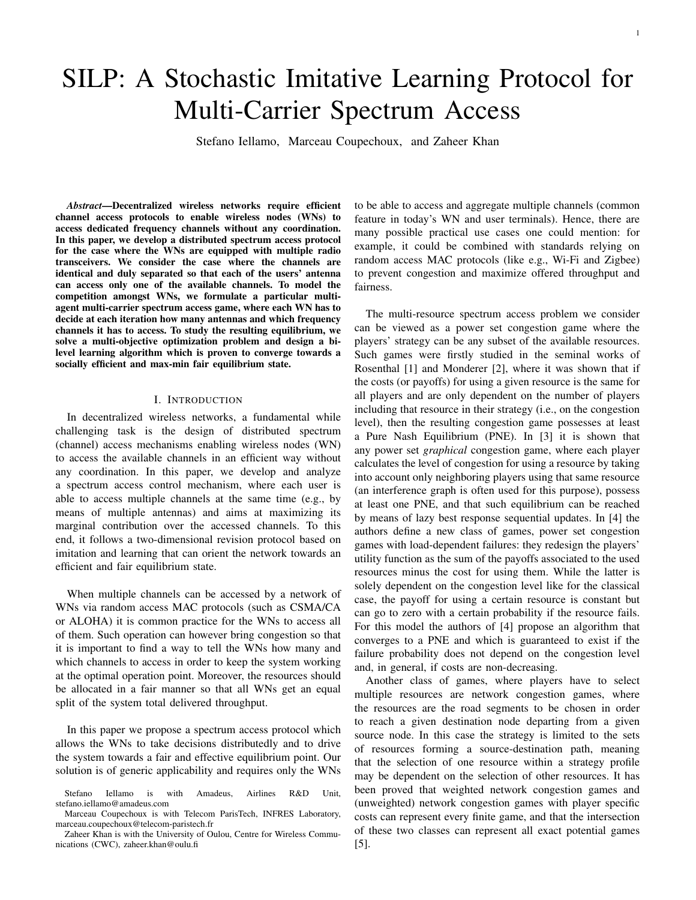# SILP: A Stochastic Imitative Learning Protocol for Multi-Carrier Spectrum Access

Stefano Iellamo, Marceau Coupechoux, and Zaheer Khan

***Abstract*—Decentralized wireless networks require efficient channel access protocols to enable wireless nodes (WNs) to access dedicated frequency channels without any coordination. In this paper, we develop a distributed spectrum access protocol for the case where the WNs are equipped with multiple radio transceivers. We consider the case where the channels are identical and duly separated so that each of the users' antenna can access only one of the available channels. To model the competition amongst WNs, we formulate a particular multi-agent multi-carrier spectrum access game, where each WN has to decide at each iteration how many antennas and which frequency channels it has to access. To study the resulting equilibrium, we solve a multi-objective optimization problem and design a bi-level learning algorithm which is proven to converge towards a socially efficient and max-min fair equilibrium state.**

## I. Introduction

In decentralized wireless networks, a fundamental while challenging task is the design of distributed spectrum (channel) access mechanisms enabling wireless nodes (WN) to access the available channels in an efficient way without any coordination. In this paper, we develop and analyze a spectrum access control mechanism, where each user is able to access multiple channels at the same time (e.g., by means of multiple antennas) and aims at maximizing its marginal contribution over the accessed channels. To this end, it follows a two-dimensional revision protocol based on imitation and learning that can orient the network towards an efficient and fair equilibrium state.

When multiple channels can be accessed by a network of WNs via random access MAC protocols (such as CSMA/CA or ALOHA) it is common practice for the WNs to access all of them. Such operation can however bring congestion so that it is important to find a way to tell the WNs how many and which channels to access in order to keep the system working at the optimal operation point. Moreover, the resources should be allocated in a fair manner so that all WNs get an equal split of the system total delivered throughput.

In this paper we propose a spectrum access protocol which allows the WNs to take decisions distributedly and to drive the system towards a fair and effective equilibrium point. Our solution is of generic applicability and requires only the WNs to be able to access and aggregate multiple channels (common feature in today's WN and user terminals). Hence, there are many possible practical use cases one could mention: for example, it could be combined with standards relying on random access MAC protocols (like e.g., Wi-Fi and Zigbee) to prevent congestion and maximize offered throughput and fairness.

The multi-resource spectrum access problem we consider can be viewed as a power set congestion game where the players' strategy can be any subset of the available resources. Such games were firstly studied in the seminal works of Rosenthal [1] and Monderer [2], where it was shown that if the costs (or payoffs) for using a given resource is the same for all players and are only dependent on the number of players including that resource in their strategy (i.e., on the congestion level), then the resulting congestion game possesses at least a Pure Nash Equilibrium (PNE). In [3] it is shown that any power set *graphical* congestion game, where each player calculates the level of congestion for using a resource by taking into account only neighboring players using that same resource (an interference graph is often used for this purpose), possess at least one PNE, and that such equilibrium can be reached by means of lazy best response sequential updates. In [4] the authors define a new class of games, power set congestion games with load-dependent failures: they redesign the players' utility function as the sum of the payoffs associated to the used resources minus the cost for using them. While the latter is solely dependent on the congestion level like for the classical case, the payoff for using a certain resource is constant but can go to zero with a certain probability if the resource fails. For this model the authors of [4] propose an algorithm that converges to a PNE and which is guaranteed to exist if the failure probability does not depend on the congestion level and, in general, if costs are non-decreasing.

Another class of games, where players have to select multiple resources are network congestion games, where the resources are the road segments to be chosen in order to reach a given destination node departing from a given source node. In this case the strategy is limited to the sets of resources forming a source-destination path, meaning that the selection of one resource within a strategy profile may be dependent on the selection of other resources. It has been proved that weighted network congestion games and (unweighted) network congestion games with player specific costs can represent every finite game, and that the intersection of these two classes can represent all exact potential games [5].

Stefano Iellamo is with Amadeus, Airlines R&D Unit, stefano.iellamo@amadeus.com

Marceau Coupechoux is with Telecom ParisTech, INFRES Laboratory, marceau.coupechoux@telecom-paristech.fr

Zaheer Khan is with the University of Oulou, Centre for Wireless Communications (CWC), zaheer.khan@oulu.fi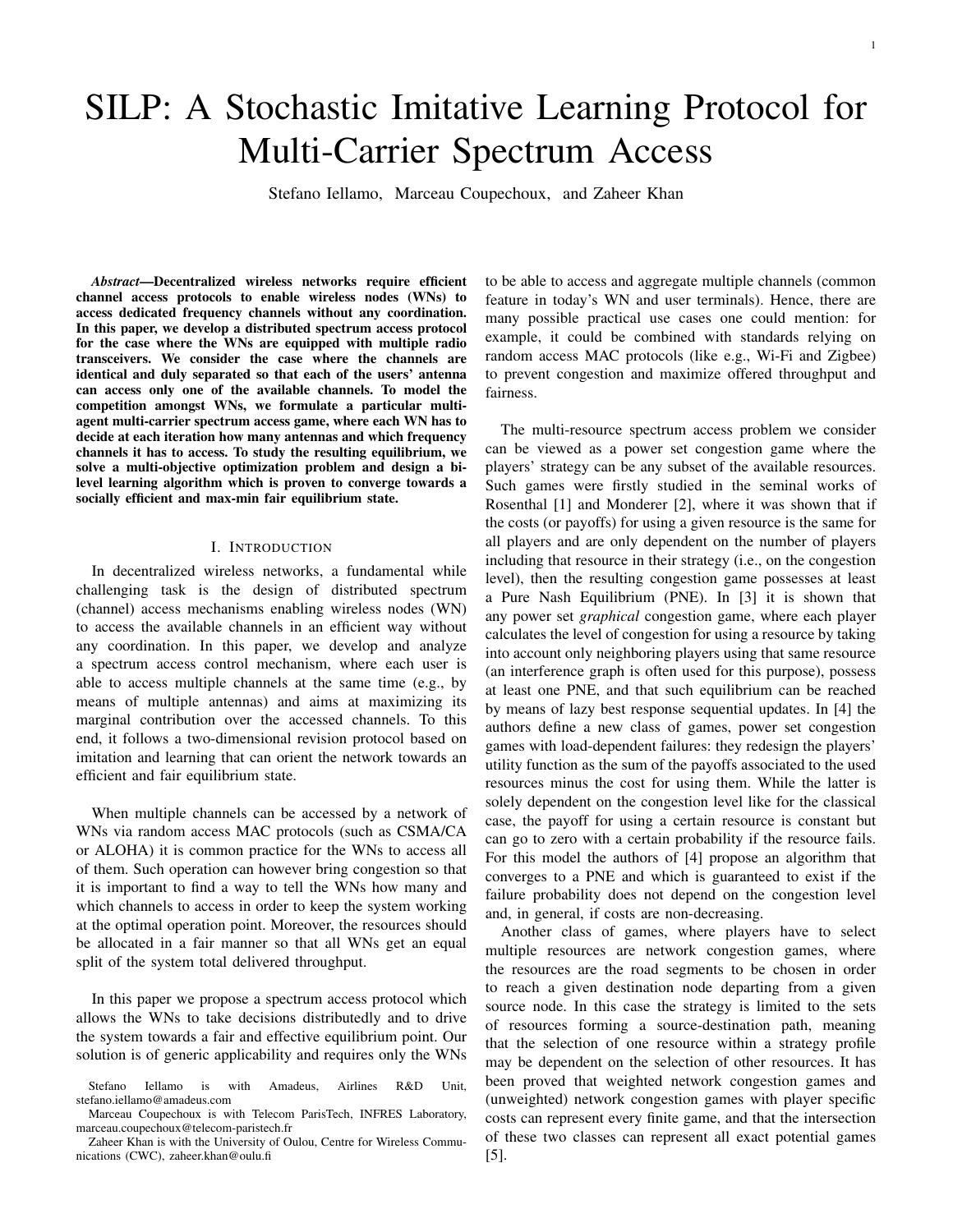# SILP: A Stochastic Imitative Learning Protocol for Multi-Carrier Spectrum Access

Stefano Iellamo, Marceau Coupechoux, and Zaheer Khan

***Abstract*—Decentralized wireless networks require efficient channel access protocols to enable wireless nodes (WNs) to access dedicated frequency channels without any coordination. In this paper, we develop a distributed spectrum access protocol for the case where the WNs are equipped with multiple radio transceivers. We consider the case where the channels are identical and duly separated so that each of the users' antenna can access only one of the available channels. To model the competition amongst WNs, we formulate a particular multi-agent multi-carrier spectrum access game, where each WN has to decide at each iteration how many antennas and which frequency channels it has to access. To study the resulting equilibrium, we solve a multi-objective optimization problem and design a bi-level learning algorithm which is proven to converge towards a socially efficient and max-min fair equilibrium state.**

## I. Introduction

In decentralized wireless networks, a fundamental while challenging task is the design of distributed spectrum (channel) access mechanisms enabling wireless nodes (WN) to access the available channels in an efficient way without any coordination. In this paper, we develop and analyze a spectrum access control mechanism, where each user is able to access multiple channels at the same time (e.g., by means of multiple antennas) and aims at maximizing its marginal contribution over the accessed channels. To this end, it follows a two-dimensional revision protocol based on imitation and learning that can orient the network towards an efficient and fair equilibrium state.

When multiple channels can be accessed by a network of WNs via random access MAC protocols (such as CSMA/CA or ALOHA) it is common practice for the WNs to access all of them. Such operation can however bring congestion so that it is important to find a way to tell the WNs how many and which channels to access in order to keep the system working at the optimal operation point. Moreover, the resources should be allocated in a fair manner so that all WNs get an equal split of the system total delivered throughput.

In this paper we propose a spectrum access protocol which allows the WNs to take decisions distributedly and to drive the system towards a fair and effective equilibrium point. Our solution is of generic applicability and requires only the WNs to be able to access and aggregate multiple channels (common feature in today's WN and user terminals). Hence, there are many possible practical use cases one could mention: for example, it could be combined with standards relying on random access MAC protocols (like e.g., Wi-Fi and Zigbee) to prevent congestion and maximize offered throughput and fairness.

The multi-resource spectrum access problem we consider can be viewed as a power set congestion game where the players' strategy can be any subset of the available resources. Such games were firstly studied in the seminal works of Rosenthal [1] and Monderer [2], where it was shown that if the costs (or payoffs) for using a given resource is the same for all players and are only dependent on the number of players including that resource in their strategy (i.e., on the congestion level), then the resulting congestion game possesses at least a Pure Nash Equilibrium (PNE). In [3] it is shown that any power set *graphical* congestion game, where each player calculates the level of congestion for using a resource by taking into account only neighboring players using that same resource (an interference graph is often used for this purpose), possess at least one PNE, and that such equilibrium can be reached by means of lazy best response sequential updates. In [4] the authors define a new class of games, power set congestion games with load-dependent failures: they redesign the players' utility function as the sum of the payoffs associated to the used resources minus the cost for using them. While the latter is solely dependent on the congestion level like for the classical case, the payoff for using a certain resource is constant but can go to zero with a certain probability if the resource fails. For this model the authors of [4] propose an algorithm that converges to a PNE and which is guaranteed to exist if the failure probability does not depend on the congestion level and, in general, if costs are non-decreasing.

Another class of games, where players have to select multiple resources are network congestion games, where the resources are the road segments to be chosen in order to reach a given destination node departing from a given source node. In this case the strategy is limited to the sets of resources forming a source-destination path, meaning that the selection of one resource within a strategy profile may be dependent on the selection of other resources. It has been proved that weighted network congestion games and (unweighted) network congestion games with player specific costs can represent every finite game, and that the intersection of these two classes can represent all exact potential games [5].

Stefano Iellamo is with Amadeus, Airlines R&D Unit, stefano.iellamo@amadeus.com

Marceau Coupechoux is with Telecom ParisTech, INFRES Laboratory, marceau.coupechoux@telecom-paristech.fr

Zaheer Khan is with the University of Oulou, Centre for Wireless Communications (CWC), zaheer.khan@oulu.fi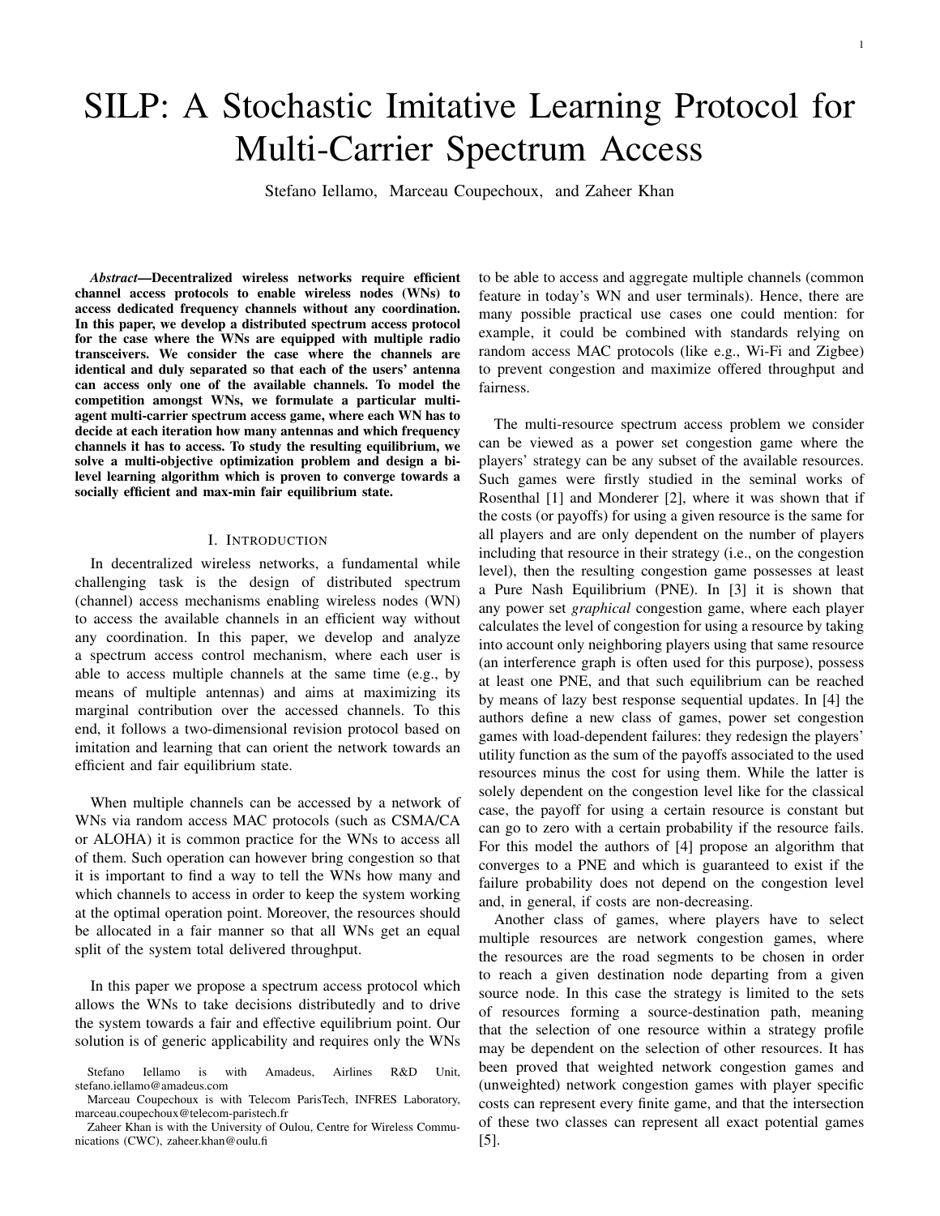# SILP: A Stochastic Imitative Learning Protocol for Multi-Carrier Spectrum Access

Stefano Iellamo, Marceau Coupechoux, and Zaheer Khan

***Abstract*—Decentralized wireless networks require efficient channel access protocols to enable wireless nodes (WNs) to access dedicated frequency channels without any coordination. In this paper, we develop a distributed spectrum access protocol for the case where the WNs are equipped with multiple radio transceivers. We consider the case where the channels are identical and duly separated so that each of the users' antenna can access only one of the available channels. To model the competition amongst WNs, we formulate a particular multi-agent multi-carrier spectrum access game, where each WN has to decide at each iteration how many antennas and which frequency channels it has to access. To study the resulting equilibrium, we solve a multi-objective optimization problem and design a bi-level learning algorithm which is proven to converge towards a socially efficient and max-min fair equilibrium state.**

## I. Introduction

In decentralized wireless networks, a fundamental while challenging task is the design of distributed spectrum (channel) access mechanisms enabling wireless nodes (WN) to access the available channels in an efficient way without any coordination. In this paper, we develop and analyze a spectrum access control mechanism, where each user is able to access multiple channels at the same time (e.g., by means of multiple antennas) and aims at maximizing its marginal contribution over the accessed channels. To this end, it follows a two-dimensional revision protocol based on imitation and learning that can orient the network towards an efficient and fair equilibrium state.

When multiple channels can be accessed by a network of WNs via random access MAC protocols (such as CSMA/CA or ALOHA) it is common practice for the WNs to access all of them. Such operation can however bring congestion so that it is important to find a way to tell the WNs how many and which channels to access in order to keep the system working at the optimal operation point. Moreover, the resources should be allocated in a fair manner so that all WNs get an equal split of the system total delivered throughput.

In this paper we propose a spectrum access protocol which allows the WNs to take decisions distributedly and to drive the system towards a fair and effective equilibrium point. Our solution is of generic applicability and requires only the WNs to be able to access and aggregate multiple channels (common feature in today's WN and user terminals). Hence, there are many possible practical use cases one could mention: for example, it could be combined with standards relying on random access MAC protocols (like e.g., Wi-Fi and Zigbee) to prevent congestion and maximize offered throughput and fairness.

The multi-resource spectrum access problem we consider can be viewed as a power set congestion game where the players' strategy can be any subset of the available resources. Such games were firstly studied in the seminal works of Rosenthal [1] and Monderer [2], where it was shown that if the costs (or payoffs) for using a given resource is the same for all players and are only dependent on the number of players including that resource in their strategy (i.e., on the congestion level), then the resulting congestion game possesses at least a Pure Nash Equilibrium (PNE). In [3] it is shown that any power set *graphical* congestion game, where each player calculates the level of congestion for using a resource by taking into account only neighboring players using that same resource (an interference graph is often used for this purpose), possess at least one PNE, and that such equilibrium can be reached by means of lazy best response sequential updates. In [4] the authors define a new class of games, power set congestion games with load-dependent failures: they redesign the players' utility function as the sum of the payoffs associated to the used resources minus the cost for using them. While the latter is solely dependent on the congestion level like for the classical case, the payoff for using a certain resource is constant but can go to zero with a certain probability if the resource fails. For this model the authors of [4] propose an algorithm that converges to a PNE and which is guaranteed to exist if the failure probability does not depend on the congestion level and, in general, if costs are non-decreasing.

Another class of games, where players have to select multiple resources are network congestion games, where the resources are the road segments to be chosen in order to reach a given destination node departing from a given source node. In this case the strategy is limited to the sets of resources forming a source-destination path, meaning that the selection of one resource within a strategy profile may be dependent on the selection of other resources. It has been proved that weighted network congestion games and (unweighted) network congestion games with player specific costs can represent every finite game, and that the intersection of these two classes can represent all exact potential games [5].

Stefano Iellamo is with Amadeus, Airlines R&D Unit, stefano.iellamo@amadeus.com

Marceau Coupechoux is with Telecom ParisTech, INFRES Laboratory, marceau.coupechoux@telecom-paristech.fr

Zaheer Khan is with the University of Oulou, Centre for Wireless Communications (CWC), zaheer.khan@oulu.fi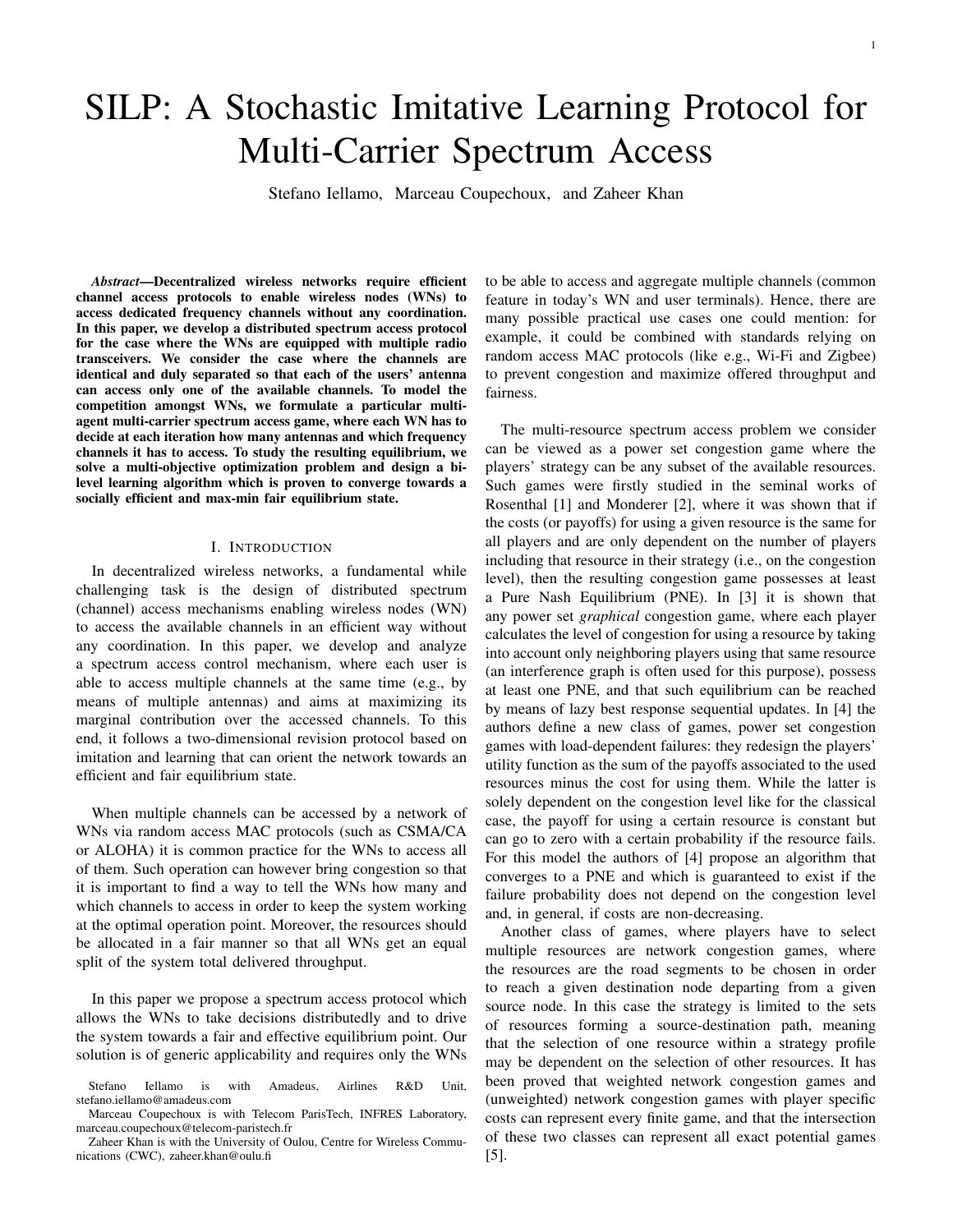# SILP: A Stochastic Imitative Learning Protocol for Multi-Carrier Spectrum Access

Stefano Iellamo, Marceau Coupechoux, and Zaheer Khan

***Abstract*—Decentralized wireless networks require efficient channel access protocols to enable wireless nodes (WNs) to access dedicated frequency channels without any coordination. In this paper, we develop a distributed spectrum access protocol for the case where the WNs are equipped with multiple radio transceivers. We consider the case where the channels are identical and duly separated so that each of the users' antenna can access only one of the available channels. To model the competition amongst WNs, we formulate a particular multi-agent multi-carrier spectrum access game, where each WN has to decide at each iteration how many antennas and which frequency channels it has to access. To study the resulting equilibrium, we solve a multi-objective optimization problem and design a bi-level learning algorithm which is proven to converge towards a socially efficient and max-min fair equilibrium state.**

## I. Introduction

In decentralized wireless networks, a fundamental while challenging task is the design of distributed spectrum (channel) access mechanisms enabling wireless nodes (WN) to access the available channels in an efficient way without any coordination. In this paper, we develop and analyze a spectrum access control mechanism, where each user is able to access multiple channels at the same time (e.g., by means of multiple antennas) and aims at maximizing its marginal contribution over the accessed channels. To this end, it follows a two-dimensional revision protocol based on imitation and learning that can orient the network towards an efficient and fair equilibrium state.

When multiple channels can be accessed by a network of WNs via random access MAC protocols (such as CSMA/CA or ALOHA) it is common practice for the WNs to access all of them. Such operation can however bring congestion so that it is important to find a way to tell the WNs how many and which channels to access in order to keep the system working at the optimal operation point. Moreover, the resources should be allocated in a fair manner so that all WNs get an equal split of the system total delivered throughput.

In this paper we propose a spectrum access protocol which allows the WNs to take decisions distributedly and to drive the system towards a fair and effective equilibrium point. Our solution is of generic applicability and requires only the WNs to be able to access and aggregate multiple channels (common feature in today's WN and user terminals). Hence, there are many possible practical use cases one could mention: for example, it could be combined with standards relying on random access MAC protocols (like e.g., Wi-Fi and Zigbee) to prevent congestion and maximize offered throughput and fairness.

The multi-resource spectrum access problem we consider can be viewed as a power set congestion game where the players' strategy can be any subset of the available resources. Such games were firstly studied in the seminal works of Rosenthal [1] and Monderer [2], where it was shown that if the costs (or payoffs) for using a given resource is the same for all players and are only dependent on the number of players including that resource in their strategy (i.e., on the congestion level), then the resulting congestion game possesses at least a Pure Nash Equilibrium (PNE). In [3] it is shown that any power set *graphical* congestion game, where each player calculates the level of congestion for using a resource by taking into account only neighboring players using that same resource (an interference graph is often used for this purpose), possess at least one PNE, and that such equilibrium can be reached by means of lazy best response sequential updates. In [4] the authors define a new class of games, power set congestion games with load-dependent failures: they redesign the players' utility function as the sum of the payoffs associated to the used resources minus the cost for using them. While the latter is solely dependent on the congestion level like for the classical case, the payoff for using a certain resource is constant but can go to zero with a certain probability if the resource fails. For this model the authors of [4] propose an algorithm that converges to a PNE and which is guaranteed to exist if the failure probability does not depend on the congestion level and, in general, if costs are non-decreasing.

Another class of games, where players have to select multiple resources are network congestion games, where the resources are the road segments to be chosen in order to reach a given destination node departing from a given source node. In this case the strategy is limited to the sets of resources forming a source-destination path, meaning that the selection of one resource within a strategy profile may be dependent on the selection of other resources. It has been proved that weighted network congestion games and (unweighted) network congestion games with player specific costs can represent every finite game, and that the intersection of these two classes can represent all exact potential games [5].

Stefano Iellamo is with Amadeus, Airlines R&D Unit, stefano.iellamo@amadeus.com

Marceau Coupechoux is with Telecom ParisTech, INFRES Laboratory, marceau.coupechoux@telecom-paristech.fr

Zaheer Khan is with the University of Oulou, Centre for Wireless Communications (CWC), zaheer.khan@oulu.fi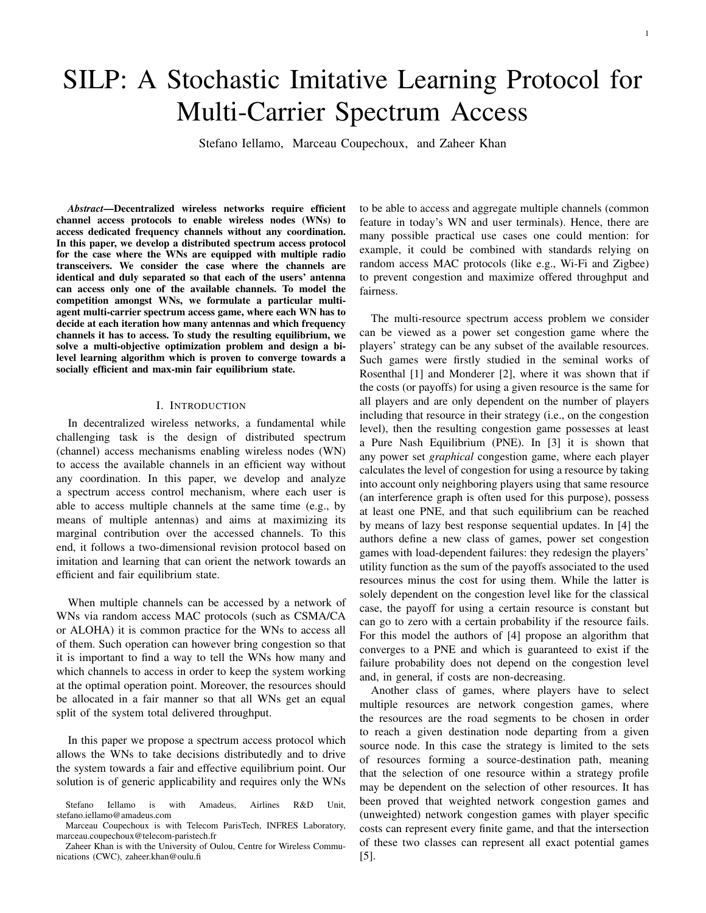# SILP: A Stochastic Imitative Learning Protocol for Multi-Carrier Spectrum Access

Stefano Iellamo, Marceau Coupechoux, and Zaheer Khan

***Abstract*—Decentralized wireless networks require efficient channel access protocols to enable wireless nodes (WNs) to access dedicated frequency channels without any coordination. In this paper, we develop a distributed spectrum access protocol for the case where the WNs are equipped with multiple radio transceivers. We consider the case where the channels are identical and duly separated so that each of the users' antenna can access only one of the available channels. To model the competition amongst WNs, we formulate a particular multi-agent multi-carrier spectrum access game, where each WN has to decide at each iteration how many antennas and which frequency channels it has to access. To study the resulting equilibrium, we solve a multi-objective optimization problem and design a bi-level learning algorithm which is proven to converge towards a socially efficient and max-min fair equilibrium state.**

## I. Introduction

In decentralized wireless networks, a fundamental while challenging task is the design of distributed spectrum (channel) access mechanisms enabling wireless nodes (WN) to access the available channels in an efficient way without any coordination. In this paper, we develop and analyze a spectrum access control mechanism, where each user is able to access multiple channels at the same time (e.g., by means of multiple antennas) and aims at maximizing its marginal contribution over the accessed channels. To this end, it follows a two-dimensional revision protocol based on imitation and learning that can orient the network towards an efficient and fair equilibrium state.

When multiple channels can be accessed by a network of WNs via random access MAC protocols (such as CSMA/CA or ALOHA) it is common practice for the WNs to access all of them. Such operation can however bring congestion so that it is important to find a way to tell the WNs how many and which channels to access in order to keep the system working at the optimal operation point. Moreover, the resources should be allocated in a fair manner so that all WNs get an equal split of the system total delivered throughput.

In this paper we propose a spectrum access protocol which allows the WNs to take decisions distributedly and to drive the system towards a fair and effective equilibrium point. Our solution is of generic applicability and requires only the WNs to be able to access and aggregate multiple channels (common feature in today's WN and user terminals). Hence, there are many possible practical use cases one could mention: for example, it could be combined with standards relying on random access MAC protocols (like e.g., Wi-Fi and Zigbee) to prevent congestion and maximize offered throughput and fairness.

The multi-resource spectrum access problem we consider can be viewed as a power set congestion game where the players' strategy can be any subset of the available resources. Such games were firstly studied in the seminal works of Rosenthal [1] and Monderer [2], where it was shown that if the costs (or payoffs) for using a given resource is the same for all players and are only dependent on the number of players including that resource in their strategy (i.e., on the congestion level), then the resulting congestion game possesses at least a Pure Nash Equilibrium (PNE). In [3] it is shown that any power set *graphical* congestion game, where each player calculates the level of congestion for using a resource by taking into account only neighboring players using that same resource (an interference graph is often used for this purpose), possess at least one PNE, and that such equilibrium can be reached by means of lazy best response sequential updates. In [4] the authors define a new class of games, power set congestion games with load-dependent failures: they redesign the players' utility function as the sum of the payoffs associated to the used resources minus the cost for using them. While the latter is solely dependent on the congestion level like for the classical case, the payoff for using a certain resource is constant but can go to zero with a certain probability if the resource fails. For this model the authors of [4] propose an algorithm that converges to a PNE and which is guaranteed to exist if the failure probability does not depend on the congestion level and, in general, if costs are non-decreasing.

Another class of games, where players have to select multiple resources are network congestion games, where the resources are the road segments to be chosen in order to reach a given destination node departing from a given source node. In this case the strategy is limited to the sets of resources forming a source-destination path, meaning that the selection of one resource within a strategy profile may be dependent on the selection of other resources. It has been proved that weighted network congestion games and (unweighted) network congestion games with player specific costs can represent every finite game, and that the intersection of these two classes can represent all exact potential games [5].

Stefano Iellamo is with Amadeus, Airlines R&D Unit, stefano.iellamo@amadeus.com

Marceau Coupechoux is with Telecom ParisTech, INFRES Laboratory, marceau.coupechoux@telecom-paristech.fr

Zaheer Khan is with the University of Oulou, Centre for Wireless Communications (CWC), zaheer.khan@oulu.fi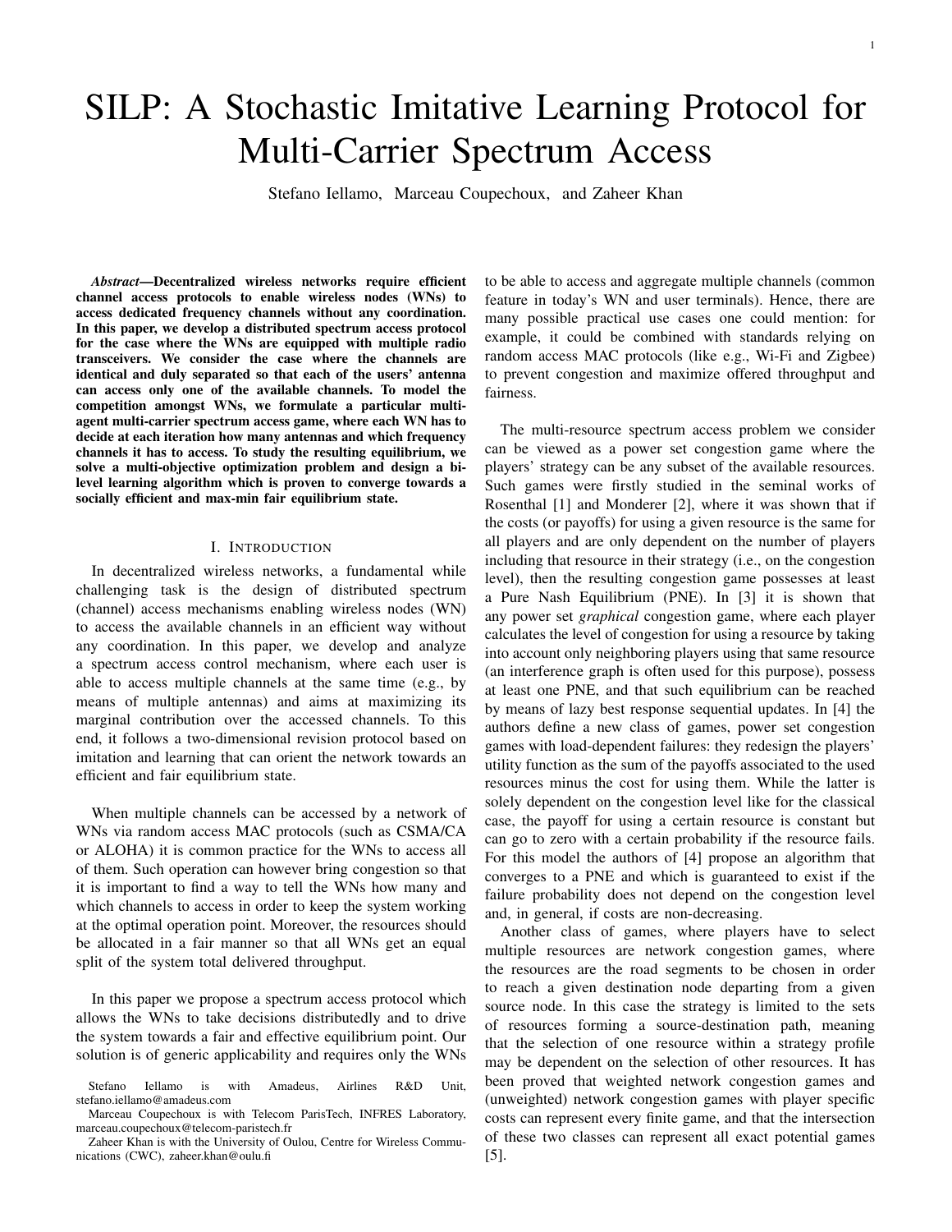# SILP: A Stochastic Imitative Learning Protocol for Multi-Carrier Spectrum Access

Stefano Iellamo, Marceau Coupechoux, and Zaheer Khan

***Abstract*—Decentralized wireless networks require efficient channel access protocols to enable wireless nodes (WNs) to access dedicated frequency channels without any coordination. In this paper, we develop a distributed spectrum access protocol for the case where the WNs are equipped with multiple radio transceivers. We consider the case where the channels are identical and duly separated so that each of the users' antenna can access only one of the available channels. To model the competition amongst WNs, we formulate a particular multi-agent multi-carrier spectrum access game, where each WN has to decide at each iteration how many antennas and which frequency channels it has to access. To study the resulting equilibrium, we solve a multi-objective optimization problem and design a bi-level learning algorithm which is proven to converge towards a socially efficient and max-min fair equilibrium state.**

## I. Introduction

In decentralized wireless networks, a fundamental while challenging task is the design of distributed spectrum (channel) access mechanisms enabling wireless nodes (WN) to access the available channels in an efficient way without any coordination. In this paper, we develop and analyze a spectrum access control mechanism, where each user is able to access multiple channels at the same time (e.g., by means of multiple antennas) and aims at maximizing its marginal contribution over the accessed channels. To this end, it follows a two-dimensional revision protocol based on imitation and learning that can orient the network towards an efficient and fair equilibrium state.

When multiple channels can be accessed by a network of WNs via random access MAC protocols (such as CSMA/CA or ALOHA) it is common practice for the WNs to access all of them. Such operation can however bring congestion so that it is important to find a way to tell the WNs how many and which channels to access in order to keep the system working at the optimal operation point. Moreover, the resources should be allocated in a fair manner so that all WNs get an equal split of the system total delivered throughput.

In this paper we propose a spectrum access protocol which allows the WNs to take decisions distributedly and to drive the system towards a fair and effective equilibrium point. Our solution is of generic applicability and requires only the WNs to be able to access and aggregate multiple channels (common feature in today's WN and user terminals). Hence, there are many possible practical use cases one could mention: for example, it could be combined with standards relying on random access MAC protocols (like e.g., Wi-Fi and Zigbee) to prevent congestion and maximize offered throughput and fairness.

The multi-resource spectrum access problem we consider can be viewed as a power set congestion game where the players' strategy can be any subset of the available resources. Such games were firstly studied in the seminal works of Rosenthal [1] and Monderer [2], where it was shown that if the costs (or payoffs) for using a given resource is the same for all players and are only dependent on the number of players including that resource in their strategy (i.e., on the congestion level), then the resulting congestion game possesses at least a Pure Nash Equilibrium (PNE). In [3] it is shown that any power set *graphical* congestion game, where each player calculates the level of congestion for using a resource by taking into account only neighboring players using that same resource (an interference graph is often used for this purpose), possess at least one PNE, and that such equilibrium can be reached by means of lazy best response sequential updates. In [4] the authors define a new class of games, power set congestion games with load-dependent failures: they redesign the players' utility function as the sum of the payoffs associated to the used resources minus the cost for using them. While the latter is solely dependent on the congestion level like for the classical case, the payoff for using a certain resource is constant but can go to zero with a certain probability if the resource fails. For this model the authors of [4] propose an algorithm that converges to a PNE and which is guaranteed to exist if the failure probability does not depend on the congestion level and, in general, if costs are non-decreasing.

Another class of games, where players have to select multiple resources are network congestion games, where the resources are the road segments to be chosen in order to reach a given destination node departing from a given source node. In this case the strategy is limited to the sets of resources forming a source-destination path, meaning that the selection of one resource within a strategy profile may be dependent on the selection of other resources. It has been proved that weighted network congestion games and (unweighted) network congestion games with player specific costs can represent every finite game, and that the intersection of these two classes can represent all exact potential games [5].

Stefano Iellamo is with Amadeus, Airlines R&D Unit, stefano.iellamo@amadeus.com

Marceau Coupechoux is with Telecom ParisTech, INFRES Laboratory, marceau.coupechoux@telecom-paristech.fr

Zaheer Khan is with the University of Oulou, Centre for Wireless Communications (CWC), zaheer.khan@oulu.fi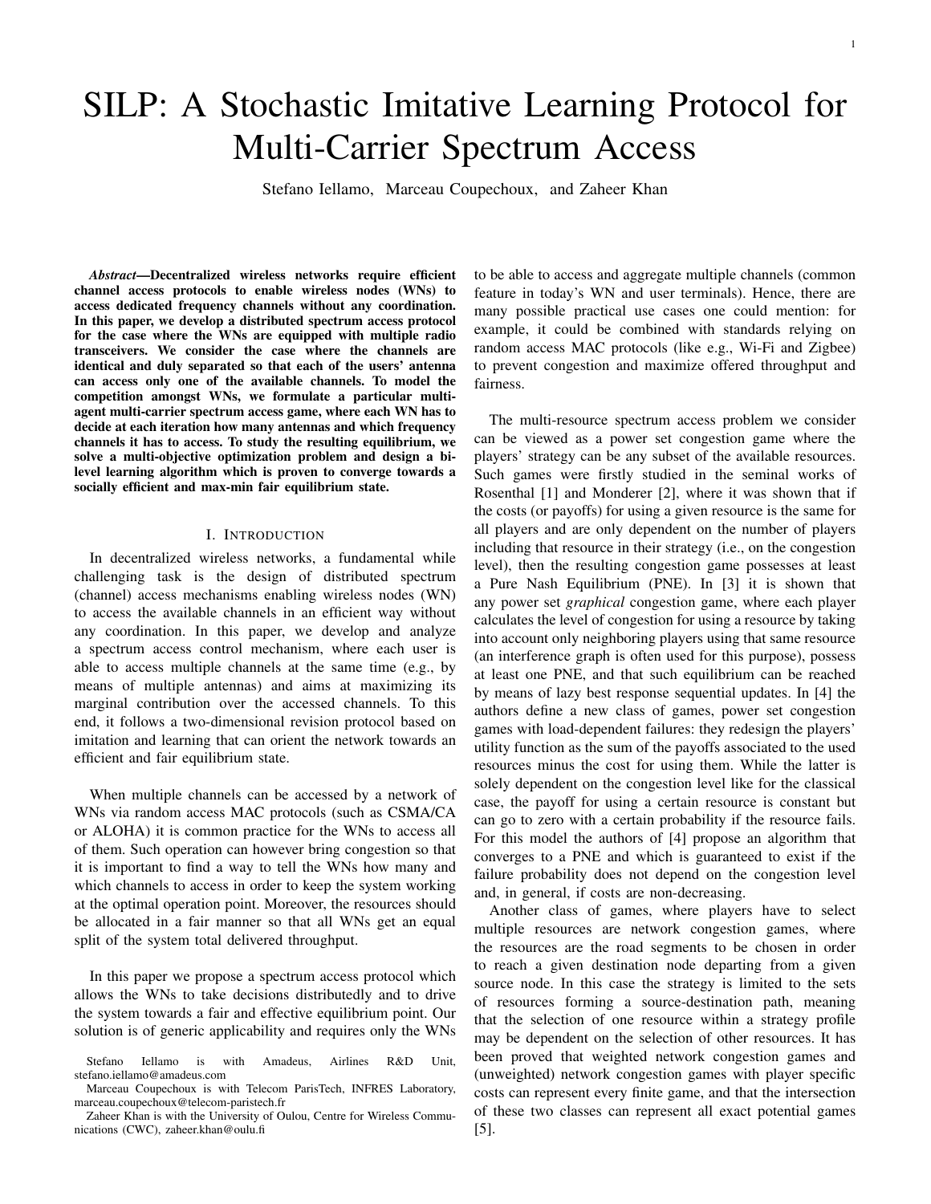# SILP: A Stochastic Imitative Learning Protocol for Multi-Carrier Spectrum Access

Stefano Iellamo, Marceau Coupechoux, and Zaheer Khan

***Abstract*—Decentralized wireless networks require efficient channel access protocols to enable wireless nodes (WNs) to access dedicated frequency channels without any coordination. In this paper, we develop a distributed spectrum access protocol for the case where the WNs are equipped with multiple radio transceivers. We consider the case where the channels are identical and duly separated so that each of the users' antenna can access only one of the available channels. To model the competition amongst WNs, we formulate a particular multi-agent multi-carrier spectrum access game, where each WN has to decide at each iteration how many antennas and which frequency channels it has to access. To study the resulting equilibrium, we solve a multi-objective optimization problem and design a bi-level learning algorithm which is proven to converge towards a socially efficient and max-min fair equilibrium state.**

## I. Introduction

In decentralized wireless networks, a fundamental while challenging task is the design of distributed spectrum (channel) access mechanisms enabling wireless nodes (WN) to access the available channels in an efficient way without any coordination. In this paper, we develop and analyze a spectrum access control mechanism, where each user is able to access multiple channels at the same time (e.g., by means of multiple antennas) and aims at maximizing its marginal contribution over the accessed channels. To this end, it follows a two-dimensional revision protocol based on imitation and learning that can orient the network towards an efficient and fair equilibrium state.

When multiple channels can be accessed by a network of WNs via random access MAC protocols (such as CSMA/CA or ALOHA) it is common practice for the WNs to access all of them. Such operation can however bring congestion so that it is important to find a way to tell the WNs how many and which channels to access in order to keep the system working at the optimal operation point. Moreover, the resources should be allocated in a fair manner so that all WNs get an equal split of the system total delivered throughput.

In this paper we propose a spectrum access protocol which allows the WNs to take decisions distributedly and to drive the system towards a fair and effective equilibrium point. Our solution is of generic applicability and requires only the WNs to be able to access and aggregate multiple channels (common feature in today's WN and user terminals). Hence, there are many possible practical use cases one could mention: for example, it could be combined with standards relying on random access MAC protocols (like e.g., Wi-Fi and Zigbee) to prevent congestion and maximize offered throughput and fairness.

The multi-resource spectrum access problem we consider can be viewed as a power set congestion game where the players' strategy can be any subset of the available resources. Such games were firstly studied in the seminal works of Rosenthal [1] and Monderer [2], where it was shown that if the costs (or payoffs) for using a given resource is the same for all players and are only dependent on the number of players including that resource in their strategy (i.e., on the congestion level), then the resulting congestion game possesses at least a Pure Nash Equilibrium (PNE). In [3] it is shown that any power set *graphical* congestion game, where each player calculates the level of congestion for using a resource by taking into account only neighboring players using that same resource (an interference graph is often used for this purpose), possess at least one PNE, and that such equilibrium can be reached by means of lazy best response sequential updates. In [4] the authors define a new class of games, power set congestion games with load-dependent failures: they redesign the players' utility function as the sum of the payoffs associated to the used resources minus the cost for using them. While the latter is solely dependent on the congestion level like for the classical case, the payoff for using a certain resource is constant but can go to zero with a certain probability if the resource fails. For this model the authors of [4] propose an algorithm that converges to a PNE and which is guaranteed to exist if the failure probability does not depend on the congestion level and, in general, if costs are non-decreasing.

Another class of games, where players have to select multiple resources are network congestion games, where the resources are the road segments to be chosen in order to reach a given destination node departing from a given source node. In this case the strategy is limited to the sets of resources forming a source-destination path, meaning that the selection of one resource within a strategy profile may be dependent on the selection of other resources. It has been proved that weighted network congestion games and (unweighted) network congestion games with player specific costs can represent every finite game, and that the intersection of these two classes can represent all exact potential games [5].

Stefano Iellamo is with Amadeus, Airlines R&D Unit, stefano.iellamo@amadeus.com

Marceau Coupechoux is with Telecom ParisTech, INFRES Laboratory, marceau.coupechoux@telecom-paristech.fr

Zaheer Khan is with the University of Oulou, Centre for Wireless Communications (CWC), zaheer.khan@oulu.fi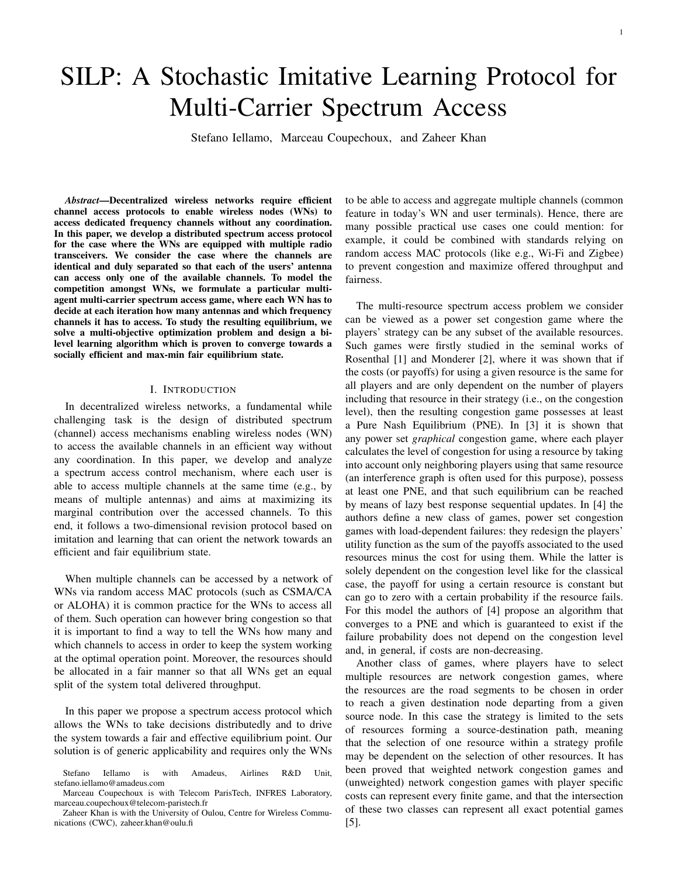# SILP: A Stochastic Imitative Learning Protocol for Multi-Carrier Spectrum Access

Stefano Iellamo, Marceau Coupechoux, and Zaheer Khan

***Abstract*—Decentralized wireless networks require efficient channel access protocols to enable wireless nodes (WNs) to access dedicated frequency channels without any coordination. In this paper, we develop a distributed spectrum access protocol for the case where the WNs are equipped with multiple radio transceivers. We consider the case where the channels are identical and duly separated so that each of the users' antenna can access only one of the available channels. To model the competition amongst WNs, we formulate a particular multi-agent multi-carrier spectrum access game, where each WN has to decide at each iteration how many antennas and which frequency channels it has to access. To study the resulting equilibrium, we solve a multi-objective optimization problem and design a bi-level learning algorithm which is proven to converge towards a socially efficient and max-min fair equilibrium state.**

## I. Introduction

In decentralized wireless networks, a fundamental while challenging task is the design of distributed spectrum (channel) access mechanisms enabling wireless nodes (WN) to access the available channels in an efficient way without any coordination. In this paper, we develop and analyze a spectrum access control mechanism, where each user is able to access multiple channels at the same time (e.g., by means of multiple antennas) and aims at maximizing its marginal contribution over the accessed channels. To this end, it follows a two-dimensional revision protocol based on imitation and learning that can orient the network towards an efficient and fair equilibrium state.

When multiple channels can be accessed by a network of WNs via random access MAC protocols (such as CSMA/CA or ALOHA) it is common practice for the WNs to access all of them. Such operation can however bring congestion so that it is important to find a way to tell the WNs how many and which channels to access in order to keep the system working at the optimal operation point. Moreover, the resources should be allocated in a fair manner so that all WNs get an equal split of the system total delivered throughput.

In this paper we propose a spectrum access protocol which allows the WNs to take decisions distributedly and to drive the system towards a fair and effective equilibrium point. Our solution is of generic applicability and requires only the WNs to be able to access and aggregate multiple channels (common feature in today's WN and user terminals). Hence, there are many possible practical use cases one could mention: for example, it could be combined with standards relying on random access MAC protocols (like e.g., Wi-Fi and Zigbee) to prevent congestion and maximize offered throughput and fairness.

The multi-resource spectrum access problem we consider can be viewed as a power set congestion game where the players' strategy can be any subset of the available resources. Such games were firstly studied in the seminal works of Rosenthal [1] and Monderer [2], where it was shown that if the costs (or payoffs) for using a given resource is the same for all players and are only dependent on the number of players including that resource in their strategy (i.e., on the congestion level), then the resulting congestion game possesses at least a Pure Nash Equilibrium (PNE). In [3] it is shown that any power set *graphical* congestion game, where each player calculates the level of congestion for using a resource by taking into account only neighboring players using that same resource (an interference graph is often used for this purpose), possess at least one PNE, and that such equilibrium can be reached by means of lazy best response sequential updates. In [4] the authors define a new class of games, power set congestion games with load-dependent failures: they redesign the players' utility function as the sum of the payoffs associated to the used resources minus the cost for using them. While the latter is solely dependent on the congestion level like for the classical case, the payoff for using a certain resource is constant but can go to zero with a certain probability if the resource fails. For this model the authors of [4] propose an algorithm that converges to a PNE and which is guaranteed to exist if the failure probability does not depend on the congestion level and, in general, if costs are non-decreasing.

Another class of games, where players have to select multiple resources are network congestion games, where the resources are the road segments to be chosen in order to reach a given destination node departing from a given source node. In this case the strategy is limited to the sets of resources forming a source-destination path, meaning that the selection of one resource within a strategy profile may be dependent on the selection of other resources. It has been proved that weighted network congestion games and (unweighted) network congestion games with player specific costs can represent every finite game, and that the intersection of these two classes can represent all exact potential games [5].

Stefano Iellamo is with Amadeus, Airlines R&D Unit, stefano.iellamo@amadeus.com

Marceau Coupechoux is with Telecom ParisTech, INFRES Laboratory, marceau.coupechoux@telecom-paristech.fr

Zaheer Khan is with the University of Oulou, Centre for Wireless Communications (CWC), zaheer.khan@oulu.fi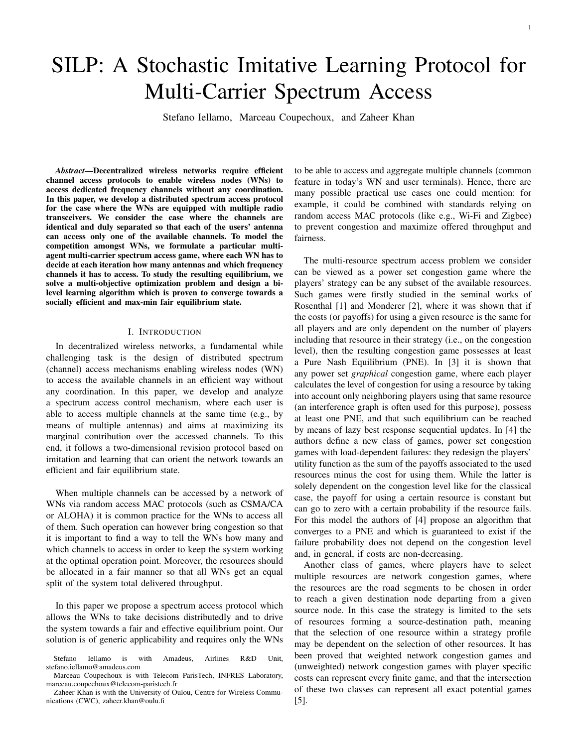# SILP: A Stochastic Imitative Learning Protocol for Multi-Carrier Spectrum Access

Stefano Iellamo, Marceau Coupechoux, and Zaheer Khan

***Abstract*—Decentralized wireless networks require efficient channel access protocols to enable wireless nodes (WNs) to access dedicated frequency channels without any coordination. In this paper, we develop a distributed spectrum access protocol for the case where the WNs are equipped with multiple radio transceivers. We consider the case where the channels are identical and duly separated so that each of the users' antenna can access only one of the available channels. To model the competition amongst WNs, we formulate a particular multi-agent multi-carrier spectrum access game, where each WN has to decide at each iteration how many antennas and which frequency channels it has to access. To study the resulting equilibrium, we solve a multi-objective optimization problem and design a bi-level learning algorithm which is proven to converge towards a socially efficient and max-min fair equilibrium state.**

## I. Introduction

In decentralized wireless networks, a fundamental while challenging task is the design of distributed spectrum (channel) access mechanisms enabling wireless nodes (WN) to access the available channels in an efficient way without any coordination. In this paper, we develop and analyze a spectrum access control mechanism, where each user is able to access multiple channels at the same time (e.g., by means of multiple antennas) and aims at maximizing its marginal contribution over the accessed channels. To this end, it follows a two-dimensional revision protocol based on imitation and learning that can orient the network towards an efficient and fair equilibrium state.

When multiple channels can be accessed by a network of WNs via random access MAC protocols (such as CSMA/CA or ALOHA) it is common practice for the WNs to access all of them. Such operation can however bring congestion so that it is important to find a way to tell the WNs how many and which channels to access in order to keep the system working at the optimal operation point. Moreover, the resources should be allocated in a fair manner so that all WNs get an equal split of the system total delivered throughput.

In this paper we propose a spectrum access protocol which allows the WNs to take decisions distributedly and to drive the system towards a fair and effective equilibrium point. Our solution is of generic applicability and requires only the WNs to be able to access and aggregate multiple channels (common feature in today's WN and user terminals). Hence, there are many possible practical use cases one could mention: for example, it could be combined with standards relying on random access MAC protocols (like e.g., Wi-Fi and Zigbee) to prevent congestion and maximize offered throughput and fairness.

The multi-resource spectrum access problem we consider can be viewed as a power set congestion game where the players' strategy can be any subset of the available resources. Such games were firstly studied in the seminal works of Rosenthal [1] and Monderer [2], where it was shown that if the costs (or payoffs) for using a given resource is the same for all players and are only dependent on the number of players including that resource in their strategy (i.e., on the congestion level), then the resulting congestion game possesses at least a Pure Nash Equilibrium (PNE). In [3] it is shown that any power set *graphical* congestion game, where each player calculates the level of congestion for using a resource by taking into account only neighboring players using that same resource (an interference graph is often used for this purpose), possess at least one PNE, and that such equilibrium can be reached by means of lazy best response sequential updates. In [4] the authors define a new class of games, power set congestion games with load-dependent failures: they redesign the players' utility function as the sum of the payoffs associated to the used resources minus the cost for using them. While the latter is solely dependent on the congestion level like for the classical case, the payoff for using a certain resource is constant but can go to zero with a certain probability if the resource fails. For this model the authors of [4] propose an algorithm that converges to a PNE and which is guaranteed to exist if the failure probability does not depend on the congestion level and, in general, if costs are non-decreasing.

Another class of games, where players have to select multiple resources are network congestion games, where the resources are the road segments to be chosen in order to reach a given destination node departing from a given source node. In this case the strategy is limited to the sets of resources forming a source-destination path, meaning that the selection of one resource within a strategy profile may be dependent on the selection of other resources. It has been proved that weighted network congestion games and (unweighted) network congestion games with player specific costs can represent every finite game, and that the intersection of these two classes can represent all exact potential games [5].

Stefano Iellamo is with Amadeus, Airlines R&D Unit, stefano.iellamo@amadeus.com

Marceau Coupechoux is with Telecom ParisTech, INFRES Laboratory, marceau.coupechoux@telecom-paristech.fr

Zaheer Khan is with the University of Oulou, Centre for Wireless Communications (CWC), zaheer.khan@oulu.fi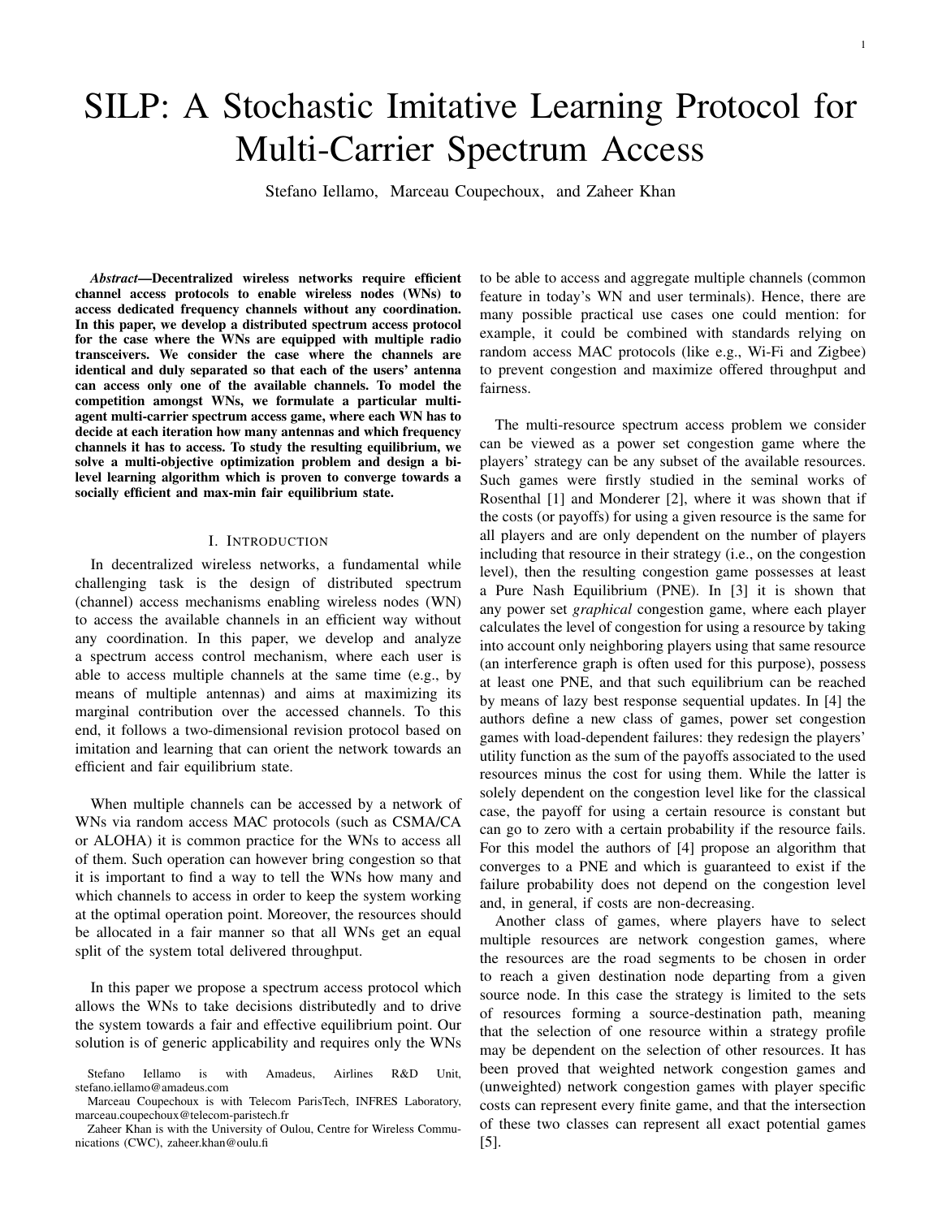# SILP: A Stochastic Imitative Learning Protocol for Multi-Carrier Spectrum Access

Stefano Iellamo, Marceau Coupechoux, and Zaheer Khan

***Abstract*—Decentralized wireless networks require efficient channel access protocols to enable wireless nodes (WNs) to access dedicated frequency channels without any coordination. In this paper, we develop a distributed spectrum access protocol for the case where the WNs are equipped with multiple radio transceivers. We consider the case where the channels are identical and duly separated so that each of the users' antenna can access only one of the available channels. To model the competition amongst WNs, we formulate a particular multi-agent multi-carrier spectrum access game, where each WN has to decide at each iteration how many antennas and which frequency channels it has to access. To study the resulting equilibrium, we solve a multi-objective optimization problem and design a bi-level learning algorithm which is proven to converge towards a socially efficient and max-min fair equilibrium state.**

## I. Introduction

In decentralized wireless networks, a fundamental while challenging task is the design of distributed spectrum (channel) access mechanisms enabling wireless nodes (WN) to access the available channels in an efficient way without any coordination. In this paper, we develop and analyze a spectrum access control mechanism, where each user is able to access multiple channels at the same time (e.g., by means of multiple antennas) and aims at maximizing its marginal contribution over the accessed channels. To this end, it follows a two-dimensional revision protocol based on imitation and learning that can orient the network towards an efficient and fair equilibrium state.

When multiple channels can be accessed by a network of WNs via random access MAC protocols (such as CSMA/CA or ALOHA) it is common practice for the WNs to access all of them. Such operation can however bring congestion so that it is important to find a way to tell the WNs how many and which channels to access in order to keep the system working at the optimal operation point. Moreover, the resources should be allocated in a fair manner so that all WNs get an equal split of the system total delivered throughput.

In this paper we propose a spectrum access protocol which allows the WNs to take decisions distributedly and to drive the system towards a fair and effective equilibrium point. Our solution is of generic applicability and requires only the WNs to be able to access and aggregate multiple channels (common feature in today's WN and user terminals). Hence, there are many possible practical use cases one could mention: for example, it could be combined with standards relying on random access MAC protocols (like e.g., Wi-Fi and Zigbee) to prevent congestion and maximize offered throughput and fairness.

The multi-resource spectrum access problem we consider can be viewed as a power set congestion game where the players' strategy can be any subset of the available resources. Such games were firstly studied in the seminal works of Rosenthal [1] and Monderer [2], where it was shown that if the costs (or payoffs) for using a given resource is the same for all players and are only dependent on the number of players including that resource in their strategy (i.e., on the congestion level), then the resulting congestion game possesses at least a Pure Nash Equilibrium (PNE). In [3] it is shown that any power set *graphical* congestion game, where each player calculates the level of congestion for using a resource by taking into account only neighboring players using that same resource (an interference graph is often used for this purpose), possess at least one PNE, and that such equilibrium can be reached by means of lazy best response sequential updates. In [4] the authors define a new class of games, power set congestion games with load-dependent failures: they redesign the players' utility function as the sum of the payoffs associated to the used resources minus the cost for using them. While the latter is solely dependent on the congestion level like for the classical case, the payoff for using a certain resource is constant but can go to zero with a certain probability if the resource fails. For this model the authors of [4] propose an algorithm that converges to a PNE and which is guaranteed to exist if the failure probability does not depend on the congestion level and, in general, if costs are non-decreasing.

Another class of games, where players have to select multiple resources are network congestion games, where the resources are the road segments to be chosen in order to reach a given destination node departing from a given source node. In this case the strategy is limited to the sets of resources forming a source-destination path, meaning that the selection of one resource within a strategy profile may be dependent on the selection of other resources. It has been proved that weighted network congestion games and (unweighted) network congestion games with player specific costs can represent every finite game, and that the intersection of these two classes can represent all exact potential games [5].

Stefano Iellamo is with Amadeus, Airlines R&D Unit, stefano.iellamo@amadeus.com

Marceau Coupechoux is with Telecom ParisTech, INFRES Laboratory, marceau.coupechoux@telecom-paristech.fr

Zaheer Khan is with the University of Oulou, Centre for Wireless Communications (CWC), zaheer.khan@oulu.fi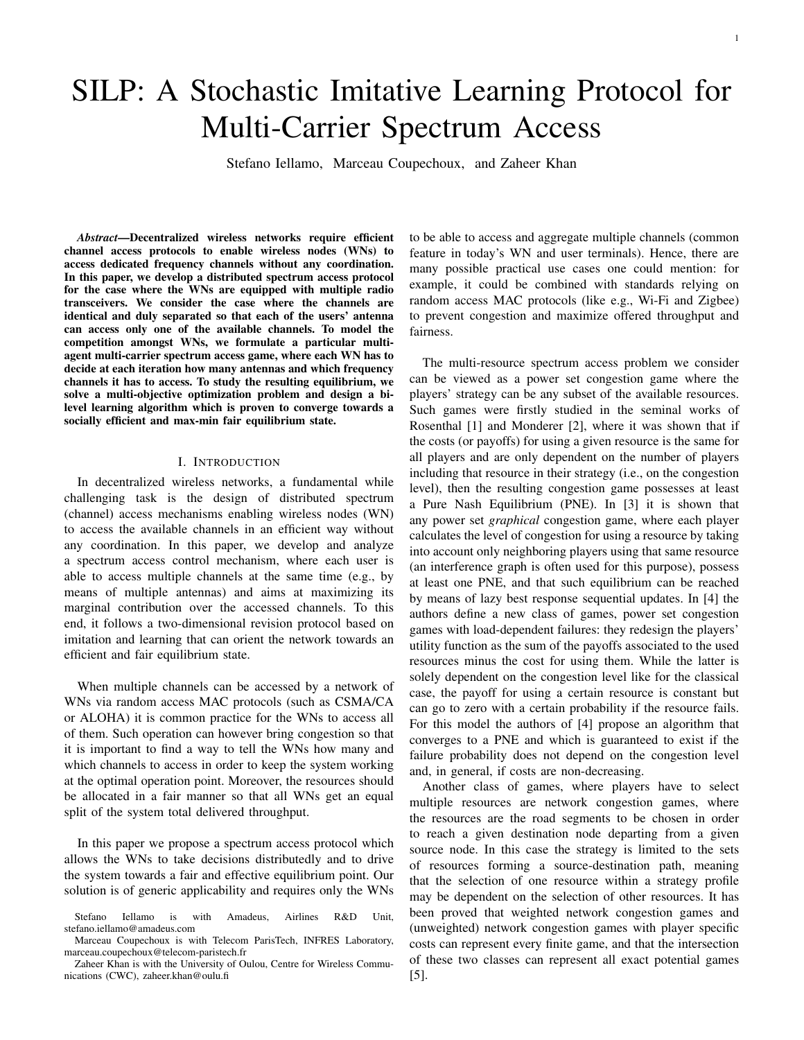# SILP: A Stochastic Imitative Learning Protocol for Multi-Carrier Spectrum Access

Stefano Iellamo, Marceau Coupechoux, and Zaheer Khan

***Abstract*—Decentralized wireless networks require efficient channel access protocols to enable wireless nodes (WNs) to access dedicated frequency channels without any coordination. In this paper, we develop a distributed spectrum access protocol for the case where the WNs are equipped with multiple radio transceivers. We consider the case where the channels are identical and duly separated so that each of the users' antenna can access only one of the available channels. To model the competition amongst WNs, we formulate a particular multi-agent multi-carrier spectrum access game, where each WN has to decide at each iteration how many antennas and which frequency channels it has to access. To study the resulting equilibrium, we solve a multi-objective optimization problem and design a bi-level learning algorithm which is proven to converge towards a socially efficient and max-min fair equilibrium state.**

## I. Introduction

In decentralized wireless networks, a fundamental while challenging task is the design of distributed spectrum (channel) access mechanisms enabling wireless nodes (WN) to access the available channels in an efficient way without any coordination. In this paper, we develop and analyze a spectrum access control mechanism, where each user is able to access multiple channels at the same time (e.g., by means of multiple antennas) and aims at maximizing its marginal contribution over the accessed channels. To this end, it follows a two-dimensional revision protocol based on imitation and learning that can orient the network towards an efficient and fair equilibrium state.

When multiple channels can be accessed by a network of WNs via random access MAC protocols (such as CSMA/CA or ALOHA) it is common practice for the WNs to access all of them. Such operation can however bring congestion so that it is important to find a way to tell the WNs how many and which channels to access in order to keep the system working at the optimal operation point. Moreover, the resources should be allocated in a fair manner so that all WNs get an equal split of the system total delivered throughput.

In this paper we propose a spectrum access protocol which allows the WNs to take decisions distributedly and to drive the system towards a fair and effective equilibrium point. Our solution is of generic applicability and requires only the WNs to be able to access and aggregate multiple channels (common feature in today's WN and user terminals). Hence, there are many possible practical use cases one could mention: for example, it could be combined with standards relying on random access MAC protocols (like e.g., Wi-Fi and Zigbee) to prevent congestion and maximize offered throughput and fairness.

The multi-resource spectrum access problem we consider can be viewed as a power set congestion game where the players' strategy can be any subset of the available resources. Such games were firstly studied in the seminal works of Rosenthal [1] and Monderer [2], where it was shown that if the costs (or payoffs) for using a given resource is the same for all players and are only dependent on the number of players including that resource in their strategy (i.e., on the congestion level), then the resulting congestion game possesses at least a Pure Nash Equilibrium (PNE). In [3] it is shown that any power set *graphical* congestion game, where each player calculates the level of congestion for using a resource by taking into account only neighboring players using that same resource (an interference graph is often used for this purpose), possess at least one PNE, and that such equilibrium can be reached by means of lazy best response sequential updates. In [4] the authors define a new class of games, power set congestion games with load-dependent failures: they redesign the players' utility function as the sum of the payoffs associated to the used resources minus the cost for using them. While the latter is solely dependent on the congestion level like for the classical case, the payoff for using a certain resource is constant but can go to zero with a certain probability if the resource fails. For this model the authors of [4] propose an algorithm that converges to a PNE and which is guaranteed to exist if the failure probability does not depend on the congestion level and, in general, if costs are non-decreasing.

Another class of games, where players have to select multiple resources are network congestion games, where the resources are the road segments to be chosen in order to reach a given destination node departing from a given source node. In this case the strategy is limited to the sets of resources forming a source-destination path, meaning that the selection of one resource within a strategy profile may be dependent on the selection of other resources. It has been proved that weighted network congestion games and (unweighted) network congestion games with player specific costs can represent every finite game, and that the intersection of these two classes can represent all exact potential games [5].

Stefano Iellamo is with Amadeus, Airlines R&D Unit, stefano.iellamo@amadeus.com

Marceau Coupechoux is with Telecom ParisTech, INFRES Laboratory, marceau.coupechoux@telecom-paristech.fr

Zaheer Khan is with the University of Oulou, Centre for Wireless Communications (CWC), zaheer.khan@oulu.fi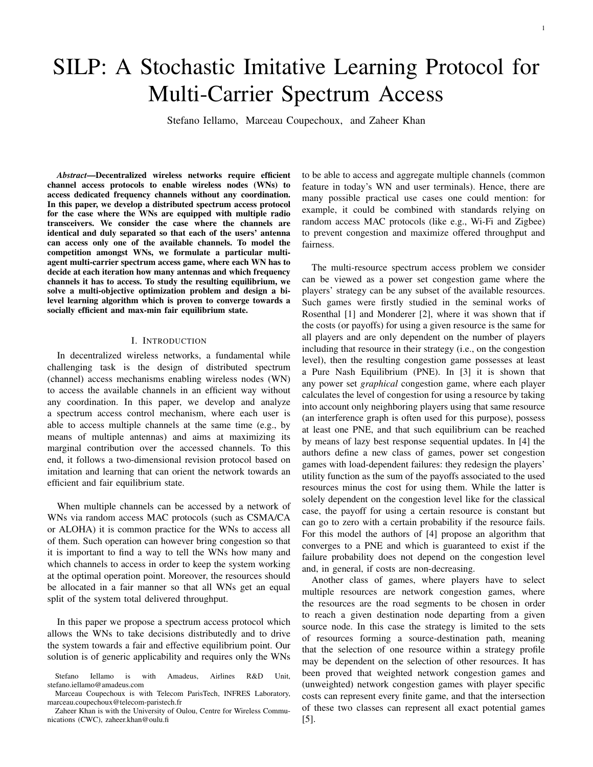# SILP: A Stochastic Imitative Learning Protocol for Multi-Carrier Spectrum Access

Stefano Iellamo, Marceau Coupechoux, and Zaheer Khan

***Abstract*—Decentralized wireless networks require efficient channel access protocols to enable wireless nodes (WNs) to access dedicated frequency channels without any coordination. In this paper, we develop a distributed spectrum access protocol for the case where the WNs are equipped with multiple radio transceivers. We consider the case where the channels are identical and duly separated so that each of the users' antenna can access only one of the available channels. To model the competition amongst WNs, we formulate a particular multi-agent multi-carrier spectrum access game, where each WN has to decide at each iteration how many antennas and which frequency channels it has to access. To study the resulting equilibrium, we solve a multi-objective optimization problem and design a bi-level learning algorithm which is proven to converge towards a socially efficient and max-min fair equilibrium state.**

## I. Introduction

In decentralized wireless networks, a fundamental while challenging task is the design of distributed spectrum (channel) access mechanisms enabling wireless nodes (WN) to access the available channels in an efficient way without any coordination. In this paper, we develop and analyze a spectrum access control mechanism, where each user is able to access multiple channels at the same time (e.g., by means of multiple antennas) and aims at maximizing its marginal contribution over the accessed channels. To this end, it follows a two-dimensional revision protocol based on imitation and learning that can orient the network towards an efficient and fair equilibrium state.

When multiple channels can be accessed by a network of WNs via random access MAC protocols (such as CSMA/CA or ALOHA) it is common practice for the WNs to access all of them. Such operation can however bring congestion so that it is important to find a way to tell the WNs how many and which channels to access in order to keep the system working at the optimal operation point. Moreover, the resources should be allocated in a fair manner so that all WNs get an equal split of the system total delivered throughput.

In this paper we propose a spectrum access protocol which allows the WNs to take decisions distributedly and to drive the system towards a fair and effective equilibrium point. Our solution is of generic applicability and requires only the WNs to be able to access and aggregate multiple channels (common feature in today's WN and user terminals). Hence, there are many possible practical use cases one could mention: for example, it could be combined with standards relying on random access MAC protocols (like e.g., Wi-Fi and Zigbee) to prevent congestion and maximize offered throughput and fairness.

The multi-resource spectrum access problem we consider can be viewed as a power set congestion game where the players' strategy can be any subset of the available resources. Such games were firstly studied in the seminal works of Rosenthal [1] and Monderer [2], where it was shown that if the costs (or payoffs) for using a given resource is the same for all players and are only dependent on the number of players including that resource in their strategy (i.e., on the congestion level), then the resulting congestion game possesses at least a Pure Nash Equilibrium (PNE). In [3] it is shown that any power set *graphical* congestion game, where each player calculates the level of congestion for using a resource by taking into account only neighboring players using that same resource (an interference graph is often used for this purpose), possess at least one PNE, and that such equilibrium can be reached by means of lazy best response sequential updates. In [4] the authors define a new class of games, power set congestion games with load-dependent failures: they redesign the players' utility function as the sum of the payoffs associated to the used resources minus the cost for using them. While the latter is solely dependent on the congestion level like for the classical case, the payoff for using a certain resource is constant but can go to zero with a certain probability if the resource fails. For this model the authors of [4] propose an algorithm that converges to a PNE and which is guaranteed to exist if the failure probability does not depend on the congestion level and, in general, if costs are non-decreasing.

Another class of games, where players have to select multiple resources are network congestion games, where the resources are the road segments to be chosen in order to reach a given destination node departing from a given source node. In this case the strategy is limited to the sets of resources forming a source-destination path, meaning that the selection of one resource within a strategy profile may be dependent on the selection of other resources. It has been proved that weighted network congestion games and (unweighted) network congestion games with player specific costs can represent every finite game, and that the intersection of these two classes can represent all exact potential games [5].

Stefano Iellamo is with Amadeus, Airlines R&D Unit, stefano.iellamo@amadeus.com

Marceau Coupechoux is with Telecom ParisTech, INFRES Laboratory, marceau.coupechoux@telecom-paristech.fr

Zaheer Khan is with the University of Oulou, Centre for Wireless Communications (CWC), zaheer.khan@oulu.fi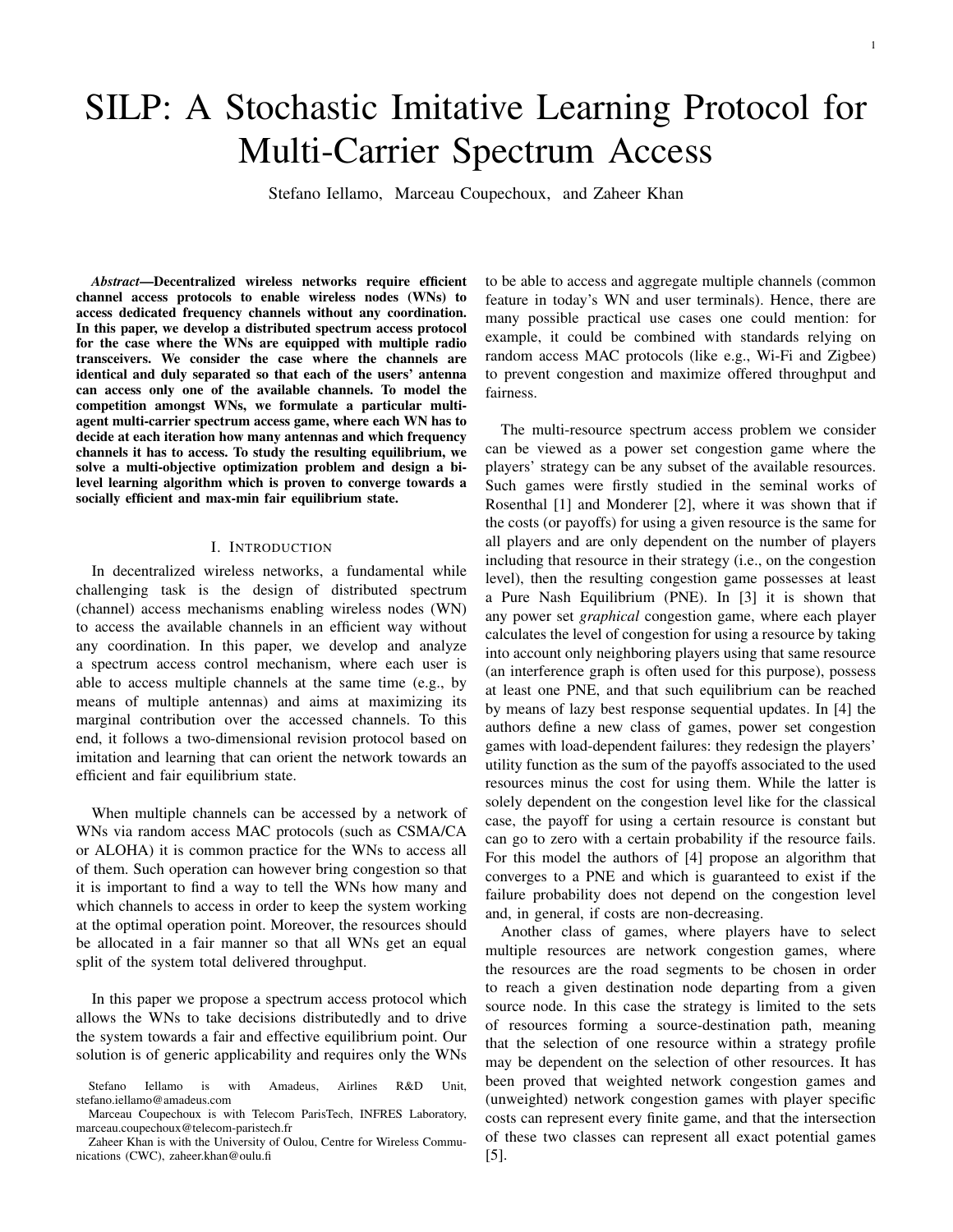# SILP: A Stochastic Imitative Learning Protocol for Multi-Carrier Spectrum Access

Stefano Iellamo, Marceau Coupechoux, and Zaheer Khan

***Abstract*—Decentralized wireless networks require efficient channel access protocols to enable wireless nodes (WNs) to access dedicated frequency channels without any coordination. In this paper, we develop a distributed spectrum access protocol for the case where the WNs are equipped with multiple radio transceivers. We consider the case where the channels are identical and duly separated so that each of the users' antenna can access only one of the available channels. To model the competition amongst WNs, we formulate a particular multi-agent multi-carrier spectrum access game, where each WN has to decide at each iteration how many antennas and which frequency channels it has to access. To study the resulting equilibrium, we solve a multi-objective optimization problem and design a bi-level learning algorithm which is proven to converge towards a socially efficient and max-min fair equilibrium state.**

## I. Introduction

In decentralized wireless networks, a fundamental while challenging task is the design of distributed spectrum (channel) access mechanisms enabling wireless nodes (WN) to access the available channels in an efficient way without any coordination. In this paper, we develop and analyze a spectrum access control mechanism, where each user is able to access multiple channels at the same time (e.g., by means of multiple antennas) and aims at maximizing its marginal contribution over the accessed channels. To this end, it follows a two-dimensional revision protocol based on imitation and learning that can orient the network towards an efficient and fair equilibrium state.

When multiple channels can be accessed by a network of WNs via random access MAC protocols (such as CSMA/CA or ALOHA) it is common practice for the WNs to access all of them. Such operation can however bring congestion so that it is important to find a way to tell the WNs how many and which channels to access in order to keep the system working at the optimal operation point. Moreover, the resources should be allocated in a fair manner so that all WNs get an equal split of the system total delivered throughput.

In this paper we propose a spectrum access protocol which allows the WNs to take decisions distributedly and to drive the system towards a fair and effective equilibrium point. Our solution is of generic applicability and requires only the WNs to be able to access and aggregate multiple channels (common feature in today's WN and user terminals). Hence, there are many possible practical use cases one could mention: for example, it could be combined with standards relying on random access MAC protocols (like e.g., Wi-Fi and Zigbee) to prevent congestion and maximize offered throughput and fairness.

The multi-resource spectrum access problem we consider can be viewed as a power set congestion game where the players' strategy can be any subset of the available resources. Such games were firstly studied in the seminal works of Rosenthal [1] and Monderer [2], where it was shown that if the costs (or payoffs) for using a given resource is the same for all players and are only dependent on the number of players including that resource in their strategy (i.e., on the congestion level), then the resulting congestion game possesses at least a Pure Nash Equilibrium (PNE). In [3] it is shown that any power set *graphical* congestion game, where each player calculates the level of congestion for using a resource by taking into account only neighboring players using that same resource (an interference graph is often used for this purpose), possess at least one PNE, and that such equilibrium can be reached by means of lazy best response sequential updates. In [4] the authors define a new class of games, power set congestion games with load-dependent failures: they redesign the players' utility function as the sum of the payoffs associated to the used resources minus the cost for using them. While the latter is solely dependent on the congestion level like for the classical case, the payoff for using a certain resource is constant but can go to zero with a certain probability if the resource fails. For this model the authors of [4] propose an algorithm that converges to a PNE and which is guaranteed to exist if the failure probability does not depend on the congestion level and, in general, if costs are non-decreasing.

Another class of games, where players have to select multiple resources are network congestion games, where the resources are the road segments to be chosen in order to reach a given destination node departing from a given source node. In this case the strategy is limited to the sets of resources forming a source-destination path, meaning that the selection of one resource within a strategy profile may be dependent on the selection of other resources. It has been proved that weighted network congestion games and (unweighted) network congestion games with player specific costs can represent every finite game, and that the intersection of these two classes can represent all exact potential games [5].

Stefano Iellamo is with Amadeus, Airlines R&D Unit, stefano.iellamo@amadeus.com

Marceau Coupechoux is with Telecom ParisTech, INFRES Laboratory, marceau.coupechoux@telecom-paristech.fr

Zaheer Khan is with the University of Oulou, Centre for Wireless Communications (CWC), zaheer.khan@oulu.fi